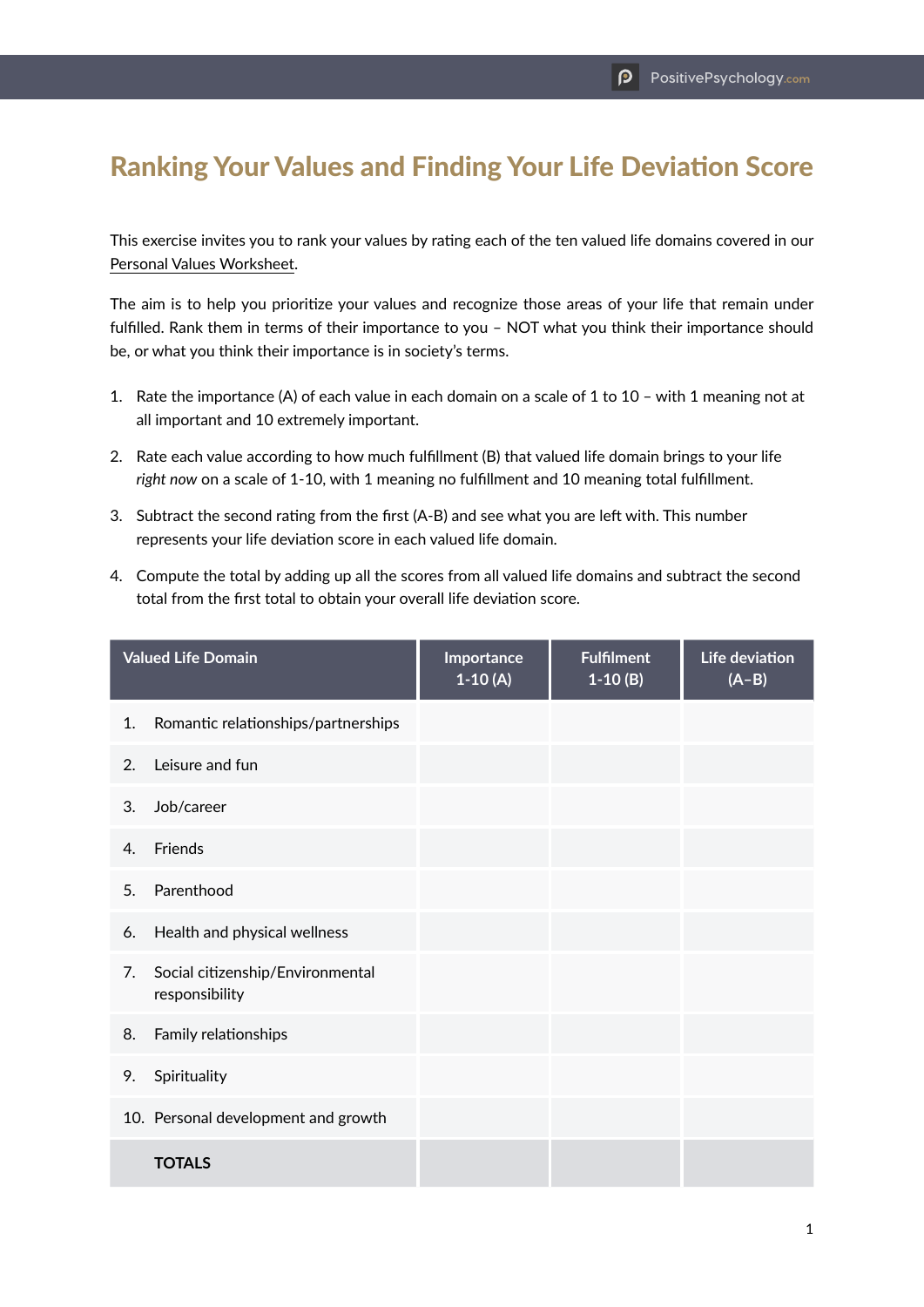# Ranking Your Values and Finding Your Life Deviation Score

This exercise invites you to rank your values by rating each of the ten valued life domains covered in our Personal Values Worksheet.

The aim is to help you prioritize your values and recognize those areas of your life that remain under fulfilled. Rank them in terms of their importance to you – NOT what you think their importance should be, or what you think their importance is in society's terms.

1. Rate the importance (A) of each value in each domain on a scale of 1 to 10 – with 1 meaning not at all important and 10 extremely important.
2. Rate each value according to how much fulfillment (B) that valued life domain brings to your life *right now* on a scale of 1-10, with 1 meaning no fulfillment and 10 meaning total fulfillment.
3. Subtract the second rating from the first (A-B) and see what you are left with. This number represents your life deviation score in each valued life domain.
4. Compute the total by adding up all the scores from all valued life domains and subtract the second total from the first total to obtain your overall life deviation score.

| Valued Life Domain | Importance 1-10 (A) | Fulfilment 1-10 (B) | Life deviation (A–B) |
|---|---|---|---|
| 1. Romantic relationships/partnerships | | | |
| 2. Leisure and fun | | | |
| 3. Job/career | | | |
| 4. Friends | | | |
| 5. Parenthood | | | |
| 6. Health and physical wellness | | | |
| 7. Social citizenship/Environmental responsibility | | | |
| 8. Family relationships | | | |
| 9. Spirituality | | | |
| 10. Personal development and growth | | | |
| **TOTALS** | | | |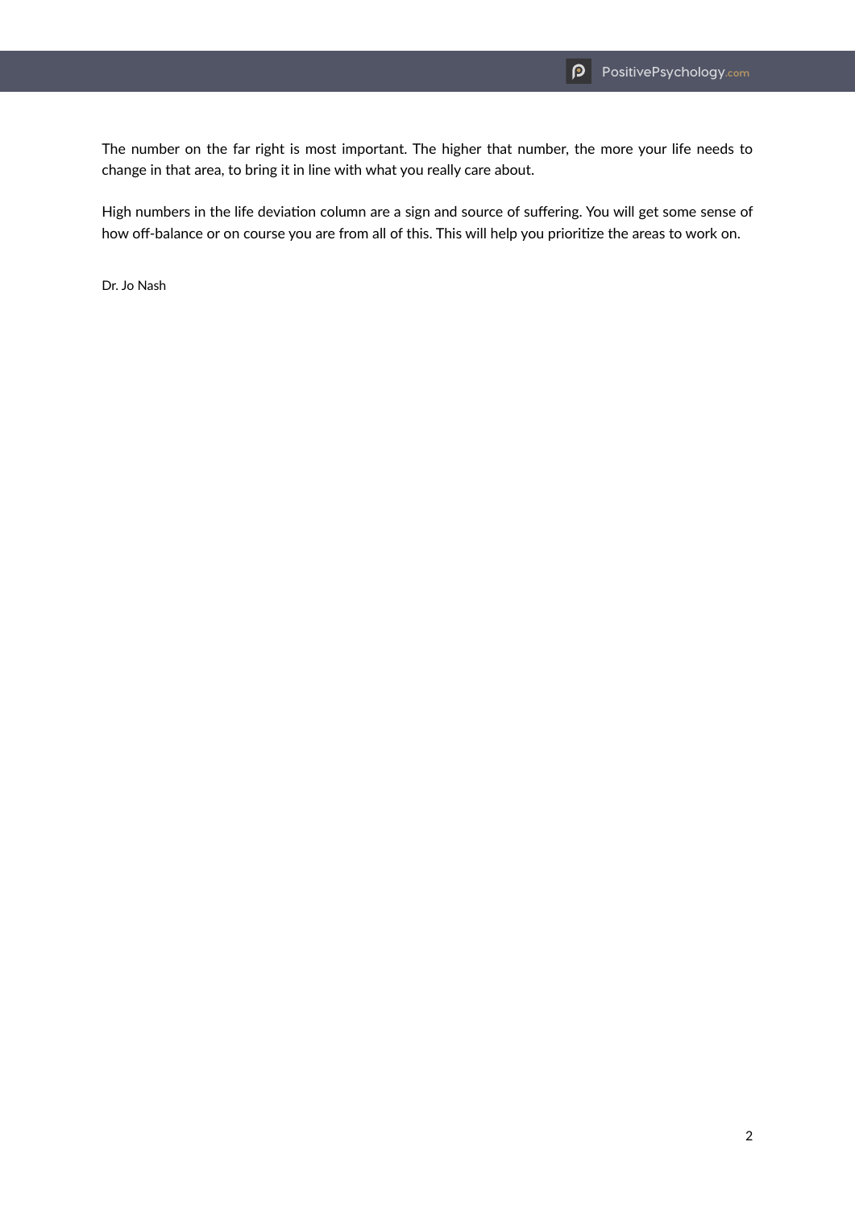The number on the far right is most important. The higher that number, the more your life needs to change in that area, to bring it in line with what you really care about.

High numbers in the life deviation column are a sign and source of suffering. You will get some sense of how off-balance or on course you are from all of this. This will help you prioritize the areas to work on.

Dr. Jo Nash